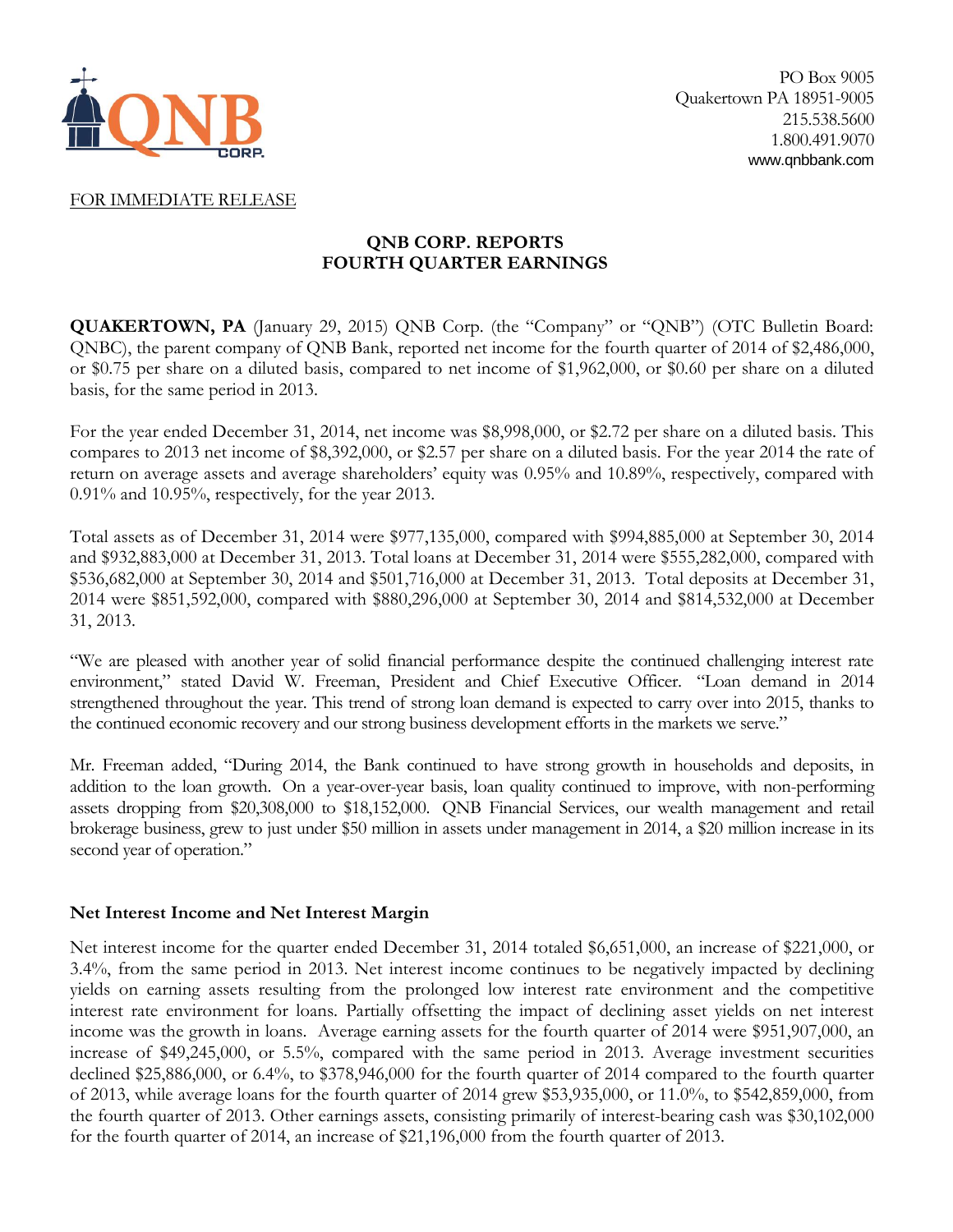PO Box 9005
Quakertown PA 18951-9005
215.538.5600
1.800.491.9070
www.qnbbank.com

FOR IMMEDIATE RELEASE

# QNB CORP. REPORTS FOURTH QUARTER EARNINGS

**QUAKERTOWN, PA** (January 29, 2015) QNB Corp. (the "Company" or "QNB") (OTC Bulletin Board: QNBC), the parent company of QNB Bank, reported net income for the fourth quarter of 2014 of $2,486,000, or $0.75 per share on a diluted basis, compared to net income of $1,962,000, or $0.60 per share on a diluted basis, for the same period in 2013.

For the year ended December 31, 2014, net income was $8,998,000, or $2.72 per share on a diluted basis. This compares to 2013 net income of $8,392,000, or $2.57 per share on a diluted basis. For the year 2014 the rate of return on average assets and average shareholders' equity was 0.95% and 10.89%, respectively, compared with 0.91% and 10.95%, respectively, for the year 2013.

Total assets as of December 31, 2014 were $977,135,000, compared with $994,885,000 at September 30, 2014 and $932,883,000 at December 31, 2013. Total loans at December 31, 2014 were $555,282,000, compared with $536,682,000 at September 30, 2014 and $501,716,000 at December 31, 2013. Total deposits at December 31, 2014 were $851,592,000, compared with $880,296,000 at September 30, 2014 and $814,532,000 at December 31, 2013.

"We are pleased with another year of solid financial performance despite the continued challenging interest rate environment," stated David W. Freeman, President and Chief Executive Officer. "Loan demand in 2014 strengthened throughout the year. This trend of strong loan demand is expected to carry over into 2015, thanks to the continued economic recovery and our strong business development efforts in the markets we serve."

Mr. Freeman added, "During 2014, the Bank continued to have strong growth in households and deposits, in addition to the loan growth. On a year-over-year basis, loan quality continued to improve, with non-performing assets dropping from $20,308,000 to $18,152,000. QNB Financial Services, our wealth management and retail brokerage business, grew to just under $50 million in assets under management in 2014, a $20 million increase in its second year of operation."

### Net Interest Income and Net Interest Margin

Net interest income for the quarter ended December 31, 2014 totaled $6,651,000, an increase of $221,000, or 3.4%, from the same period in 2013. Net interest income continues to be negatively impacted by declining yields on earning assets resulting from the prolonged low interest rate environment and the competitive interest rate environment for loans. Partially offsetting the impact of declining asset yields on net interest income was the growth in loans. Average earning assets for the fourth quarter of 2014 were $951,907,000, an increase of $49,245,000, or 5.5%, compared with the same period in 2013. Average investment securities declined $25,886,000, or 6.4%, to $378,946,000 for the fourth quarter of 2014 compared to the fourth quarter of 2013, while average loans for the fourth quarter of 2014 grew $53,935,000, or 11.0%, to $542,859,000, from the fourth quarter of 2013. Other earnings assets, consisting primarily of interest-bearing cash was $30,102,000 for the fourth quarter of 2014, an increase of $21,196,000 from the fourth quarter of 2013.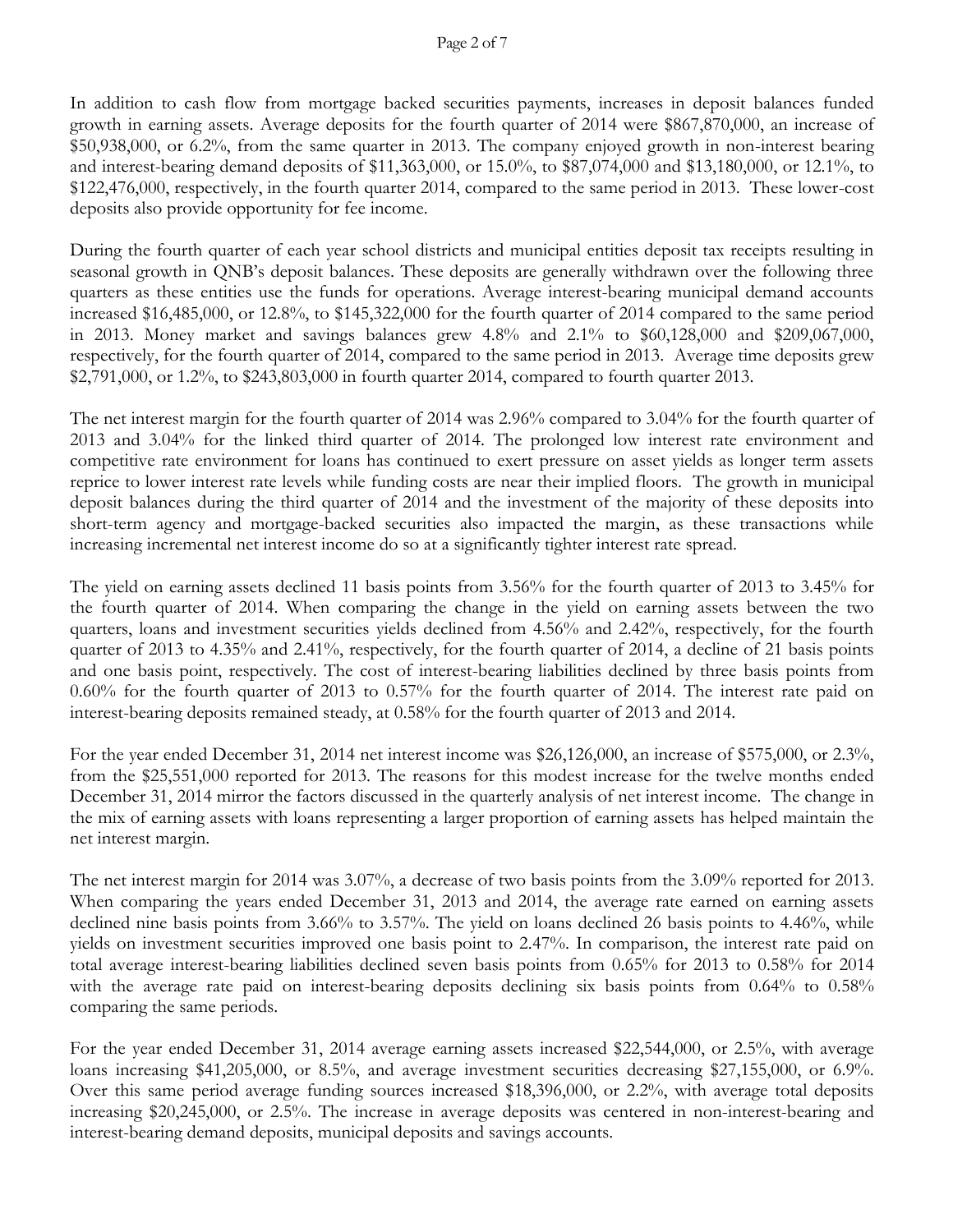In addition to cash flow from mortgage backed securities payments, increases in deposit balances funded growth in earning assets. Average deposits for the fourth quarter of 2014 were $867,870,000, an increase of $50,938,000, or 6.2%, from the same quarter in 2013. The company enjoyed growth in non-interest bearing and interest-bearing demand deposits of $11,363,000, or 15.0%, to $87,074,000 and $13,180,000, or 12.1%, to $122,476,000, respectively, in the fourth quarter 2014, compared to the same period in 2013. These lower-cost deposits also provide opportunity for fee income.

During the fourth quarter of each year school districts and municipal entities deposit tax receipts resulting in seasonal growth in QNB's deposit balances. These deposits are generally withdrawn over the following three quarters as these entities use the funds for operations. Average interest-bearing municipal demand accounts increased $16,485,000, or 12.8%, to $145,322,000 for the fourth quarter of 2014 compared to the same period in 2013. Money market and savings balances grew 4.8% and 2.1% to $60,128,000 and $209,067,000, respectively, for the fourth quarter of 2014, compared to the same period in 2013. Average time deposits grew $2,791,000, or 1.2%, to $243,803,000 in fourth quarter 2014, compared to fourth quarter 2013.

The net interest margin for the fourth quarter of 2014 was 2.96% compared to 3.04% for the fourth quarter of 2013 and 3.04% for the linked third quarter of 2014. The prolonged low interest rate environment and competitive rate environment for loans has continued to exert pressure on asset yields as longer term assets reprice to lower interest rate levels while funding costs are near their implied floors. The growth in municipal deposit balances during the third quarter of 2014 and the investment of the majority of these deposits into short-term agency and mortgage-backed securities also impacted the margin, as these transactions while increasing incremental net interest income do so at a significantly tighter interest rate spread.

The yield on earning assets declined 11 basis points from 3.56% for the fourth quarter of 2013 to 3.45% for the fourth quarter of 2014. When comparing the change in the yield on earning assets between the two quarters, loans and investment securities yields declined from 4.56% and 2.42%, respectively, for the fourth quarter of 2013 to 4.35% and 2.41%, respectively, for the fourth quarter of 2014, a decline of 21 basis points and one basis point, respectively. The cost of interest-bearing liabilities declined by three basis points from 0.60% for the fourth quarter of 2013 to 0.57% for the fourth quarter of 2014. The interest rate paid on interest-bearing deposits remained steady, at 0.58% for the fourth quarter of 2013 and 2014.

For the year ended December 31, 2014 net interest income was $26,126,000, an increase of $575,000, or 2.3%, from the $25,551,000 reported for 2013. The reasons for this modest increase for the twelve months ended December 31, 2014 mirror the factors discussed in the quarterly analysis of net interest income. The change in the mix of earning assets with loans representing a larger proportion of earning assets has helped maintain the net interest margin.

The net interest margin for 2014 was 3.07%, a decrease of two basis points from the 3.09% reported for 2013. When comparing the years ended December 31, 2013 and 2014, the average rate earned on earning assets declined nine basis points from 3.66% to 3.57%. The yield on loans declined 26 basis points to 4.46%, while yields on investment securities improved one basis point to 2.47%. In comparison, the interest rate paid on total average interest-bearing liabilities declined seven basis points from 0.65% for 2013 to 0.58% for 2014 with the average rate paid on interest-bearing deposits declining six basis points from 0.64% to 0.58% comparing the same periods.

For the year ended December 31, 2014 average earning assets increased $22,544,000, or 2.5%, with average loans increasing $41,205,000, or 8.5%, and average investment securities decreasing $27,155,000, or 6.9%. Over this same period average funding sources increased $18,396,000, or 2.2%, with average total deposits increasing $20,245,000, or 2.5%. The increase in average deposits was centered in non-interest-bearing and interest-bearing demand deposits, municipal deposits and savings accounts.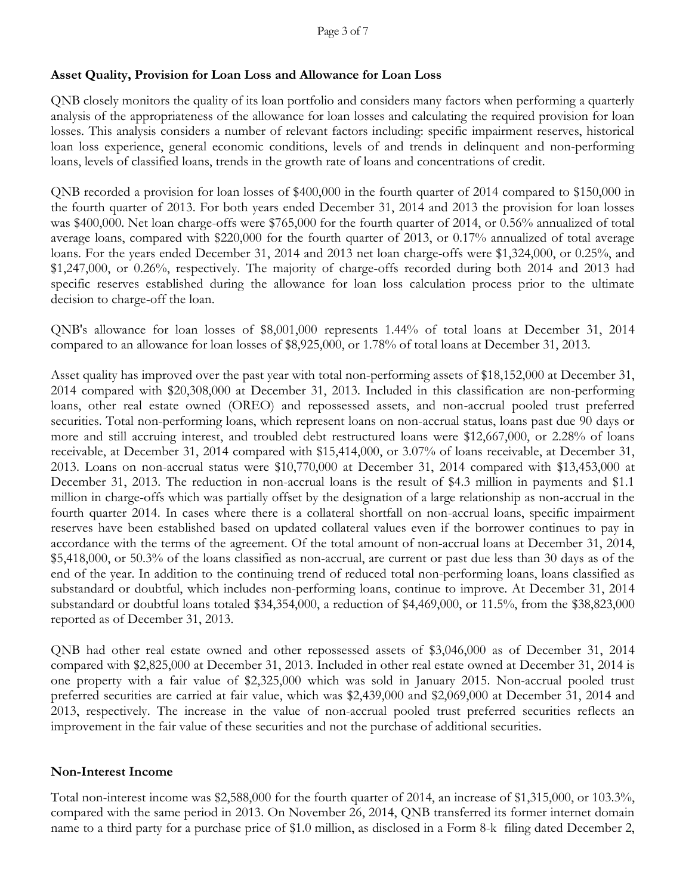**Asset Quality, Provision for Loan Loss and Allowance for Loan Loss**

QNB closely monitors the quality of its loan portfolio and considers many factors when performing a quarterly analysis of the appropriateness of the allowance for loan losses and calculating the required provision for loan losses. This analysis considers a number of relevant factors including: specific impairment reserves, historical loan loss experience, general economic conditions, levels of and trends in delinquent and non-performing loans, levels of classified loans, trends in the growth rate of loans and concentrations of credit.

QNB recorded a provision for loan losses of $400,000 in the fourth quarter of 2014 compared to $150,000 in the fourth quarter of 2013. For both years ended December 31, 2014 and 2013 the provision for loan losses was $400,000. Net loan charge-offs were $765,000 for the fourth quarter of 2014, or 0.56% annualized of total average loans, compared with $220,000 for the fourth quarter of 2013, or 0.17% annualized of total average loans. For the years ended December 31, 2014 and 2013 net loan charge-offs were $1,324,000, or 0.25%, and $1,247,000, or 0.26%, respectively. The majority of charge-offs recorded during both 2014 and 2013 had specific reserves established during the allowance for loan loss calculation process prior to the ultimate decision to charge-off the loan.

QNB's allowance for loan losses of $8,001,000 represents 1.44% of total loans at December 31, 2014 compared to an allowance for loan losses of $8,925,000, or 1.78% of total loans at December 31, 2013.

Asset quality has improved over the past year with total non-performing assets of $18,152,000 at December 31, 2014 compared with $20,308,000 at December 31, 2013. Included in this classification are non-performing loans, other real estate owned (OREO) and repossessed assets, and non-accrual pooled trust preferred securities. Total non-performing loans, which represent loans on non-accrual status, loans past due 90 days or more and still accruing interest, and troubled debt restructured loans were $12,667,000, or 2.28% of loans receivable, at December 31, 2014 compared with $15,414,000, or 3.07% of loans receivable, at December 31, 2013. Loans on non-accrual status were $10,770,000 at December 31, 2014 compared with $13,453,000 at December 31, 2013. The reduction in non-accrual loans is the result of $4.3 million in payments and $1.1 million in charge-offs which was partially offset by the designation of a large relationship as non-accrual in the fourth quarter 2014. In cases where there is a collateral shortfall on non-accrual loans, specific impairment reserves have been established based on updated collateral values even if the borrower continues to pay in accordance with the terms of the agreement. Of the total amount of non-accrual loans at December 31, 2014, $5,418,000, or 50.3% of the loans classified as non-accrual, are current or past due less than 30 days as of the end of the year. In addition to the continuing trend of reduced total non-performing loans, loans classified as substandard or doubtful, which includes non-performing loans, continue to improve. At December 31, 2014 substandard or doubtful loans totaled $34,354,000, a reduction of $4,469,000, or 11.5%, from the $38,823,000 reported as of December 31, 2013.

QNB had other real estate owned and other repossessed assets of $3,046,000 as of December 31, 2014 compared with $2,825,000 at December 31, 2013. Included in other real estate owned at December 31, 2014 is one property with a fair value of $2,325,000 which was sold in January 2015. Non-accrual pooled trust preferred securities are carried at fair value, which was $2,439,000 and $2,069,000 at December 31, 2014 and 2013, respectively. The increase in the value of non-accrual pooled trust preferred securities reflects an improvement in the fair value of these securities and not the purchase of additional securities.

**Non-Interest Income**

Total non-interest income was $2,588,000 for the fourth quarter of 2014, an increase of $1,315,000, or 103.3%, compared with the same period in 2013. On November 26, 2014, QNB transferred its former internet domain name to a third party for a purchase price of $1.0 million, as disclosed in a Form 8-k filing dated December 2,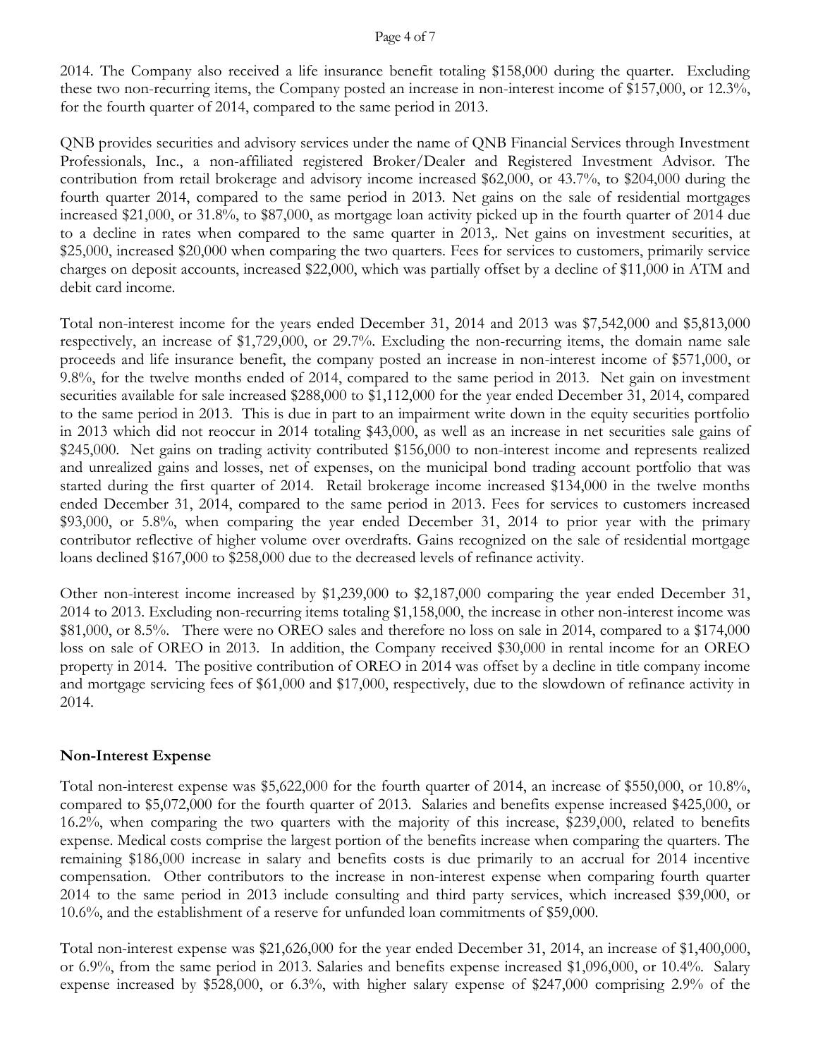2014. The Company also received a life insurance benefit totaling $158,000 during the quarter. Excluding these two non-recurring items, the Company posted an increase in non-interest income of $157,000, or 12.3%, for the fourth quarter of 2014, compared to the same period in 2013.

QNB provides securities and advisory services under the name of QNB Financial Services through Investment Professionals, Inc., a non-affiliated registered Broker/Dealer and Registered Investment Advisor. The contribution from retail brokerage and advisory income increased $62,000, or 43.7%, to $204,000 during the fourth quarter 2014, compared to the same period in 2013. Net gains on the sale of residential mortgages increased $21,000, or 31.8%, to $87,000, as mortgage loan activity picked up in the fourth quarter of 2014 due to a decline in rates when compared to the same quarter in 2013,. Net gains on investment securities, at $25,000, increased $20,000 when comparing the two quarters. Fees for services to customers, primarily service charges on deposit accounts, increased $22,000, which was partially offset by a decline of $11,000 in ATM and debit card income.

Total non-interest income for the years ended December 31, 2014 and 2013 was $7,542,000 and $5,813,000 respectively, an increase of $1,729,000, or 29.7%. Excluding the non-recurring items, the domain name sale proceeds and life insurance benefit, the company posted an increase in non-interest income of $571,000, or 9.8%, for the twelve months ended of 2014, compared to the same period in 2013. Net gain on investment securities available for sale increased $288,000 to $1,112,000 for the year ended December 31, 2014, compared to the same period in 2013. This is due in part to an impairment write down in the equity securities portfolio in 2013 which did not reoccur in 2014 totaling $43,000, as well as an increase in net securities sale gains of $245,000. Net gains on trading activity contributed $156,000 to non-interest income and represents realized and unrealized gains and losses, net of expenses, on the municipal bond trading account portfolio that was started during the first quarter of 2014. Retail brokerage income increased $134,000 in the twelve months ended December 31, 2014, compared to the same period in 2013. Fees for services to customers increased $93,000, or 5.8%, when comparing the year ended December 31, 2014 to prior year with the primary contributor reflective of higher volume over overdrafts. Gains recognized on the sale of residential mortgage loans declined $167,000 to $258,000 due to the decreased levels of refinance activity.

Other non-interest income increased by $1,239,000 to $2,187,000 comparing the year ended December 31, 2014 to 2013. Excluding non-recurring items totaling $1,158,000, the increase in other non-interest income was $81,000, or 8.5%. There were no OREO sales and therefore no loss on sale in 2014, compared to a $174,000 loss on sale of OREO in 2013. In addition, the Company received $30,000 in rental income for an OREO property in 2014. The positive contribution of OREO in 2014 was offset by a decline in title company income and mortgage servicing fees of $61,000 and $17,000, respectively, due to the slowdown of refinance activity in 2014.

## Non-Interest Expense

Total non-interest expense was $5,622,000 for the fourth quarter of 2014, an increase of $550,000, or 10.8%, compared to $5,072,000 for the fourth quarter of 2013. Salaries and benefits expense increased $425,000, or 16.2%, when comparing the two quarters with the majority of this increase, $239,000, related to benefits expense. Medical costs comprise the largest portion of the benefits increase when comparing the quarters. The remaining $186,000 increase in salary and benefits costs is due primarily to an accrual for 2014 incentive compensation. Other contributors to the increase in non-interest expense when comparing fourth quarter 2014 to the same period in 2013 include consulting and third party services, which increased $39,000, or 10.6%, and the establishment of a reserve for unfunded loan commitments of $59,000.

Total non-interest expense was $21,626,000 for the year ended December 31, 2014, an increase of $1,400,000, or 6.9%, from the same period in 2013. Salaries and benefits expense increased $1,096,000, or 10.4%. Salary expense increased by $528,000, or 6.3%, with higher salary expense of $247,000 comprising 2.9% of the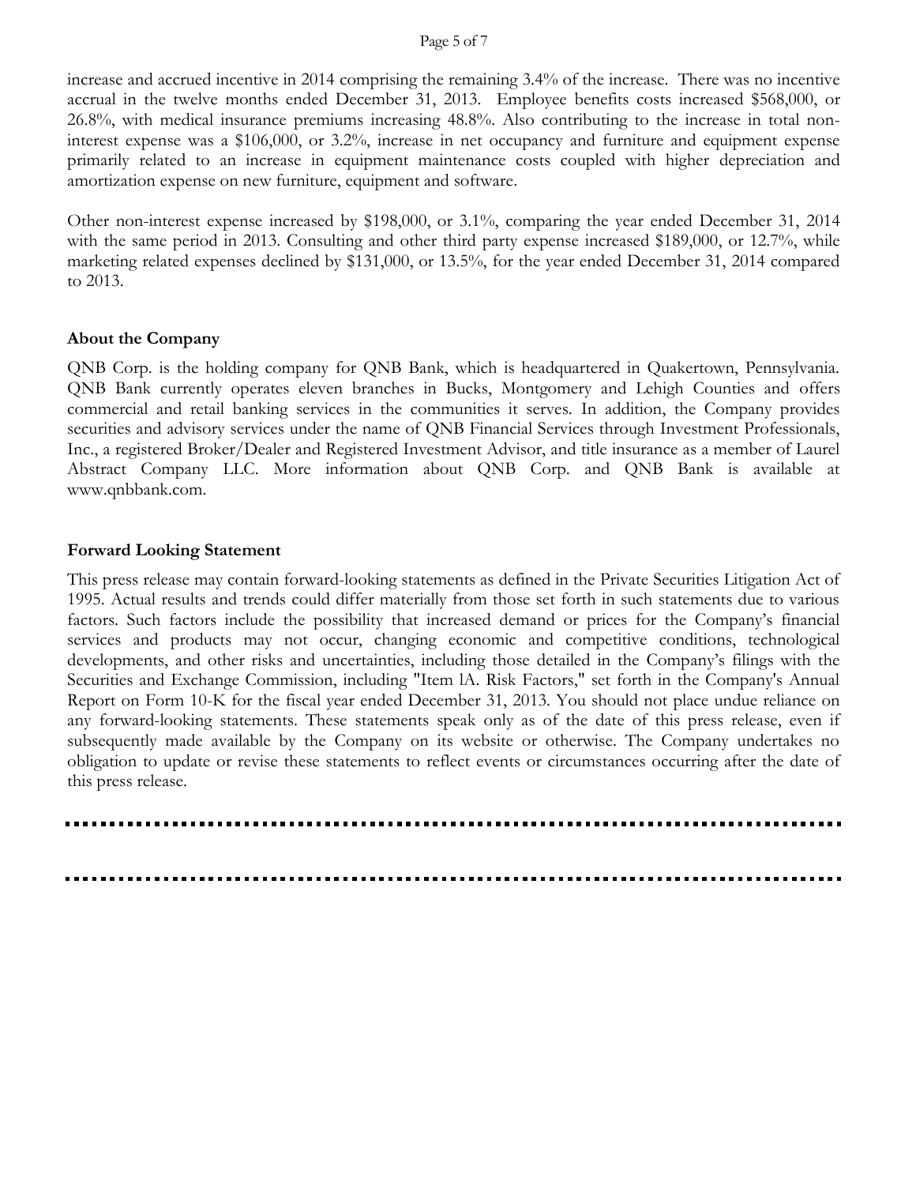increase and accrued incentive in 2014 comprising the remaining 3.4% of the increase. There was no incentive accrual in the twelve months ended December 31, 2013. Employee benefits costs increased $568,000, or 26.8%, with medical insurance premiums increasing 48.8%. Also contributing to the increase in total non-interest expense was a $106,000, or 3.2%, increase in net occupancy and furniture and equipment expense primarily related to an increase in equipment maintenance costs coupled with higher depreciation and amortization expense on new furniture, equipment and software.

Other non-interest expense increased by $198,000, or 3.1%, comparing the year ended December 31, 2014 with the same period in 2013. Consulting and other third party expense increased $189,000, or 12.7%, while marketing related expenses declined by $131,000, or 13.5%, for the year ended December 31, 2014 compared to 2013.

**About the Company**

QNB Corp. is the holding company for QNB Bank, which is headquartered in Quakertown, Pennsylvania. QNB Bank currently operates eleven branches in Bucks, Montgomery and Lehigh Counties and offers commercial and retail banking services in the communities it serves. In addition, the Company provides securities and advisory services under the name of QNB Financial Services through Investment Professionals, Inc., a registered Broker/Dealer and Registered Investment Advisor, and title insurance as a member of Laurel Abstract Company LLC. More information about QNB Corp. and QNB Bank is available at www.qnbbank.com.

**Forward Looking Statement**

This press release may contain forward-looking statements as defined in the Private Securities Litigation Act of 1995. Actual results and trends could differ materially from those set forth in such statements due to various factors. Such factors include the possibility that increased demand or prices for the Company's financial services and products may not occur, changing economic and competitive conditions, technological developments, and other risks and uncertainties, including those detailed in the Company's filings with the Securities and Exchange Commission, including "Item lA. Risk Factors," set forth in the Company's Annual Report on Form 10-K for the fiscal year ended December 31, 2013. You should not place undue reliance on any forward-looking statements. These statements speak only as of the date of this press release, even if subsequently made available by the Company on its website or otherwise. The Company undertakes no obligation to update or revise these statements to reflect events or circumstances occurring after the date of this press release.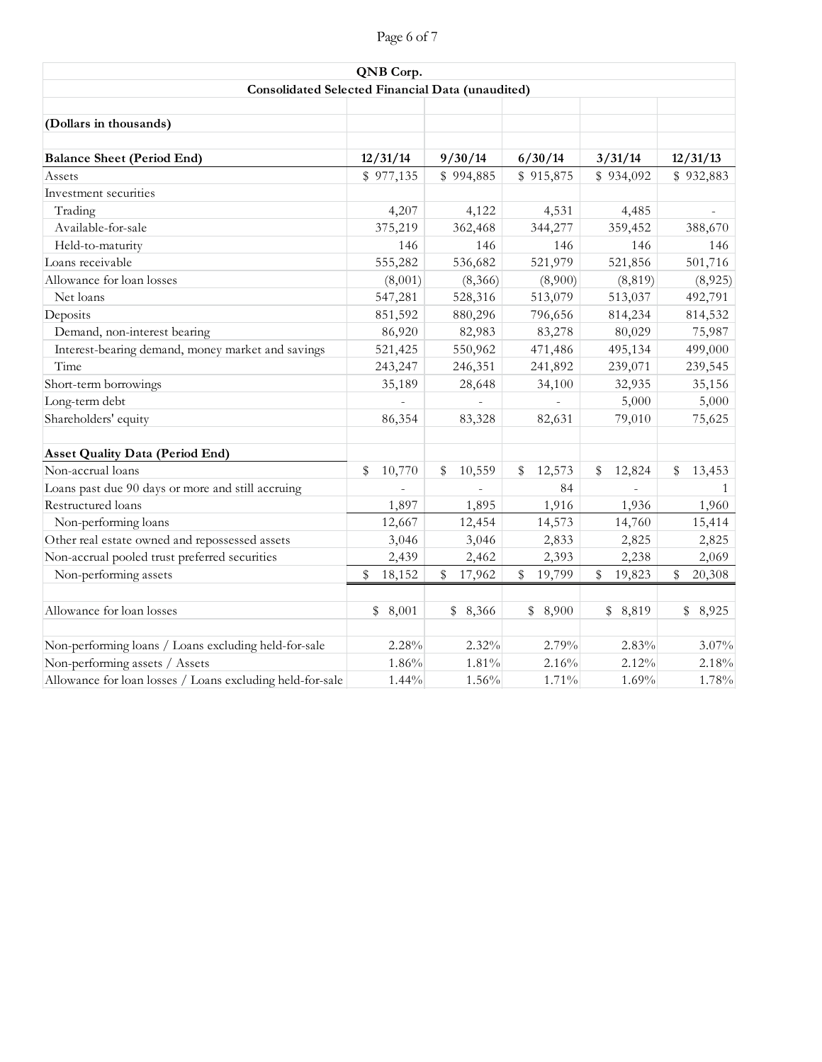**QNB Corp.**

**Consolidated Selected Financial Data (unaudited)**

**(Dollars in thousands)**

| **Balance Sheet (Period End)** | **12/31/14** | **9/30/14** | **6/30/14** | **3/31/14** | **12/31/13** |
|---|---|---|---|---|---|
| Assets | $ 977,135 | $ 994,885 | $ 915,875 | $ 934,092 | $ 932,883 |
| Investment securities | | | | | |
| Trading | 4,207 | 4,122 | 4,531 | 4,485 | - |
| Available-for-sale | 375,219 | 362,468 | 344,277 | 359,452 | 388,670 |
| Held-to-maturity | 146 | 146 | 146 | 146 | 146 |
| Loans receivable | 555,282 | 536,682 | 521,979 | 521,856 | 501,716 |
| Allowance for loan losses | (8,001) | (8,366) | (8,900) | (8,819) | (8,925) |
| Net loans | 547,281 | 528,316 | 513,079 | 513,037 | 492,791 |
| Deposits | 851,592 | 880,296 | 796,656 | 814,234 | 814,532 |
| Demand, non-interest bearing | 86,920 | 82,983 | 83,278 | 80,029 | 75,987 |
| Interest-bearing demand, money market and savings | 521,425 | 550,962 | 471,486 | 495,134 | 499,000 |
| Time | 243,247 | 246,351 | 241,892 | 239,071 | 239,545 |
| Short-term borrowings | 35,189 | 28,648 | 34,100 | 32,935 | 35,156 |
| Long-term debt | - | - | - | 5,000 | 5,000 |
| Shareholders' equity | 86,354 | 83,328 | 82,631 | 79,010 | 75,625 |
| | | | | | |
| **Asset Quality Data (Period End)** | | | | | |
| Non-accrual loans | $ 10,770 | $ 10,559 | $ 12,573 | $ 12,824 | $ 13,453 |
| Loans past due 90 days or more and still accruing | - | - | 84 | - | 1 |
| Restructured loans | 1,897 | 1,895 | 1,916 | 1,936 | 1,960 |
| Non-performing loans | 12,667 | 12,454 | 14,573 | 14,760 | 15,414 |
| Other real estate owned and repossessed assets | 3,046 | 3,046 | 2,833 | 2,825 | 2,825 |
| Non-accrual pooled trust preferred securities | 2,439 | 2,462 | 2,393 | 2,238 | 2,069 |
| Non-performing assets | $ 18,152 | $ 17,962 | $ 19,799 | $ 19,823 | $ 20,308 |
| | | | | | |
| Allowance for loan losses | $ 8,001 | $ 8,366 | $ 8,900 | $ 8,819 | $ 8,925 |
| | | | | | |
| Non-performing loans / Loans excluding held-for-sale | 2.28% | 2.32% | 2.79% | 2.83% | 3.07% |
| Non-performing assets / Assets | 1.86% | 1.81% | 2.16% | 2.12% | 2.18% |
| Allowance for loan losses / Loans excluding held-for-sale | 1.44% | 1.56% | 1.71% | 1.69% | 1.78% |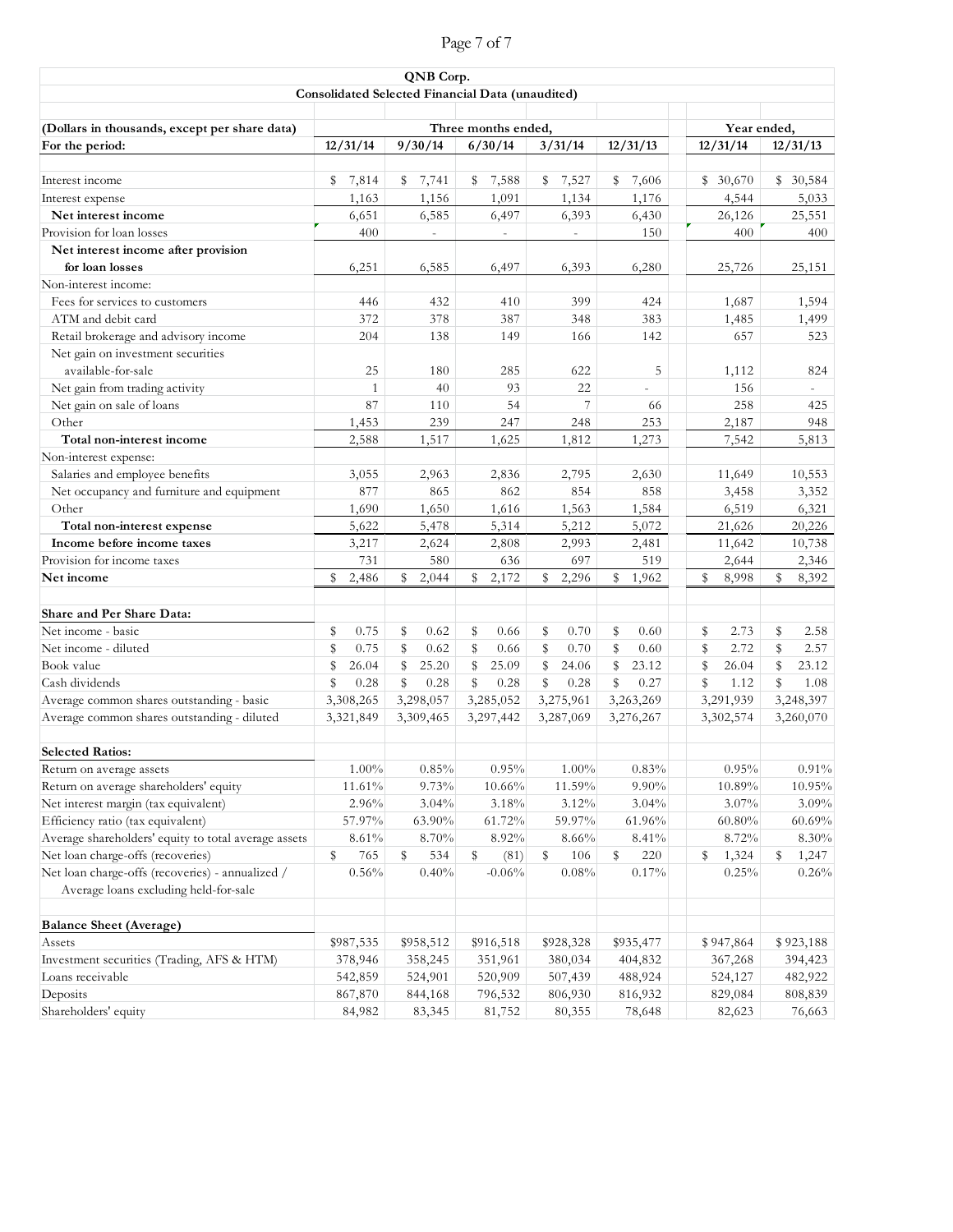## QNB Corp.

### Consolidated Selected Financial Data (unaudited)

| (Dollars in thousands, except per share data) | Three months ended, | | | | | Year ended, | |
|---|---|---|---|---|---|---|---|
| For the period: | 12/31/14 | 9/30/14 | 6/30/14 | 3/31/14 | 12/31/13 | 12/31/14 | 12/31/13 |
| Interest income | $ 7,814 | $ 7,741 | $ 7,588 | $ 7,527 | $ 7,606 | $ 30,670 | $ 30,584 |
| Interest expense | 1,163 | 1,156 | 1,091 | 1,134 | 1,176 | 4,544 | 5,033 |
| **Net interest income** | 6,651 | 6,585 | 6,497 | 6,393 | 6,430 | 26,126 | 25,551 |
| Provision for loan losses | 400 | - | - | - | 150 | 400 | 400 |
| **Net interest income after provision for loan losses** | 6,251 | 6,585 | 6,497 | 6,393 | 6,280 | 25,726 | 25,151 |
| Non-interest income: | | | | | | | |
| Fees for services to customers | 446 | 432 | 410 | 399 | 424 | 1,687 | 1,594 |
| ATM and debit card | 372 | 378 | 387 | 348 | 383 | 1,485 | 1,499 |
| Retail brokerage and advisory income | 204 | 138 | 149 | 166 | 142 | 657 | 523 |
| Net gain on investment securities available-for-sale | 25 | 180 | 285 | 622 | 5 | 1,112 | 824 |
| Net gain from trading activity | 1 | 40 | 93 | 22 | - | 156 | - |
| Net gain on sale of loans | 87 | 110 | 54 | 7 | 66 | 258 | 425 |
| Other | 1,453 | 239 | 247 | 248 | 253 | 2,187 | 948 |
| **Total non-interest income** | 2,588 | 1,517 | 1,625 | 1,812 | 1,273 | 7,542 | 5,813 |
| Non-interest expense: | | | | | | | |
| Salaries and employee benefits | 3,055 | 2,963 | 2,836 | 2,795 | 2,630 | 11,649 | 10,553 |
| Net occupancy and furniture and equipment | 877 | 865 | 862 | 854 | 858 | 3,458 | 3,352 |
| Other | 1,690 | 1,650 | 1,616 | 1,563 | 1,584 | 6,519 | 6,321 |
| **Total non-interest expense** | 5,622 | 5,478 | 5,314 | 5,212 | 5,072 | 21,626 | 20,226 |
| **Income before income taxes** | 3,217 | 2,624 | 2,808 | 2,993 | 2,481 | 11,642 | 10,738 |
| Provision for income taxes | 731 | 580 | 636 | 697 | 519 | 2,644 | 2,346 |
| **Net income** | $ 2,486 | $ 2,044 | $ 2,172 | $ 2,296 | $ 1,962 | $ 8,998 | $ 8,392 |
| **Share and Per Share Data:** | | | | | | | |
| Net income - basic | $ 0.75 | $ 0.62 | $ 0.66 | $ 0.70 | $ 0.60 | $ 2.73 | $ 2.58 |
| Net income - diluted | $ 0.75 | $ 0.62 | $ 0.66 | $ 0.70 | $ 0.60 | $ 2.72 | $ 2.57 |
| Book value | $ 26.04 | $ 25.20 | $ 25.09 | $ 24.06 | $ 23.12 | $ 26.04 | $ 23.12 |
| Cash dividends | $ 0.28 | $ 0.28 | $ 0.28 | $ 0.28 | $ 0.27 | $ 1.12 | $ 1.08 |
| Average common shares outstanding - basic | 3,308,265 | 3,298,057 | 3,285,052 | 3,275,961 | 3,263,269 | 3,291,939 | 3,248,397 |
| Average common shares outstanding - diluted | 3,321,849 | 3,309,465 | 3,297,442 | 3,287,069 | 3,276,267 | 3,302,574 | 3,260,070 |
| **Selected Ratios:** | | | | | | | |
| Return on average assets | 1.00% | 0.85% | 0.95% | 1.00% | 0.83% | 0.95% | 0.91% |
| Return on average shareholders' equity | 11.61% | 9.73% | 10.66% | 11.59% | 9.90% | 10.89% | 10.95% |
| Net interest margin (tax equivalent) | 2.96% | 3.04% | 3.18% | 3.12% | 3.04% | 3.07% | 3.09% |
| Efficiency ratio (tax equivalent) | 57.97% | 63.90% | 61.72% | 59.97% | 61.96% | 60.80% | 60.69% |
| Average shareholders' equity to total average assets | 8.61% | 8.70% | 8.92% | 8.66% | 8.41% | 8.72% | 8.30% |
| Net loan charge-offs (recoveries) | $ 765 | $ 534 | $ (81) | $ 106 | $ 220 | $ 1,324 | $ 1,247 |
| Net loan charge-offs (recoveries) - annualized / Average loans excluding held-for-sale | 0.56% | 0.40% | -0.06% | 0.08% | 0.17% | 0.25% | 0.26% |
| **Balance Sheet (Average)** | | | | | | | |
| Assets | $987,535 | $958,512 | $916,518 | $928,328 | $935,477 | $ 947,864 | $ 923,188 |
| Investment securities (Trading, AFS & HTM) | 378,946 | 358,245 | 351,961 | 380,034 | 404,832 | 367,268 | 394,423 |
| Loans receivable | 542,859 | 524,901 | 520,909 | 507,439 | 488,924 | 524,127 | 482,922 |
| Deposits | 867,870 | 844,168 | 796,532 | 806,930 | 816,932 | 829,084 | 808,839 |
| Shareholders' equity | 84,982 | 83,345 | 81,752 | 80,355 | 78,648 | 82,623 | 76,663 |